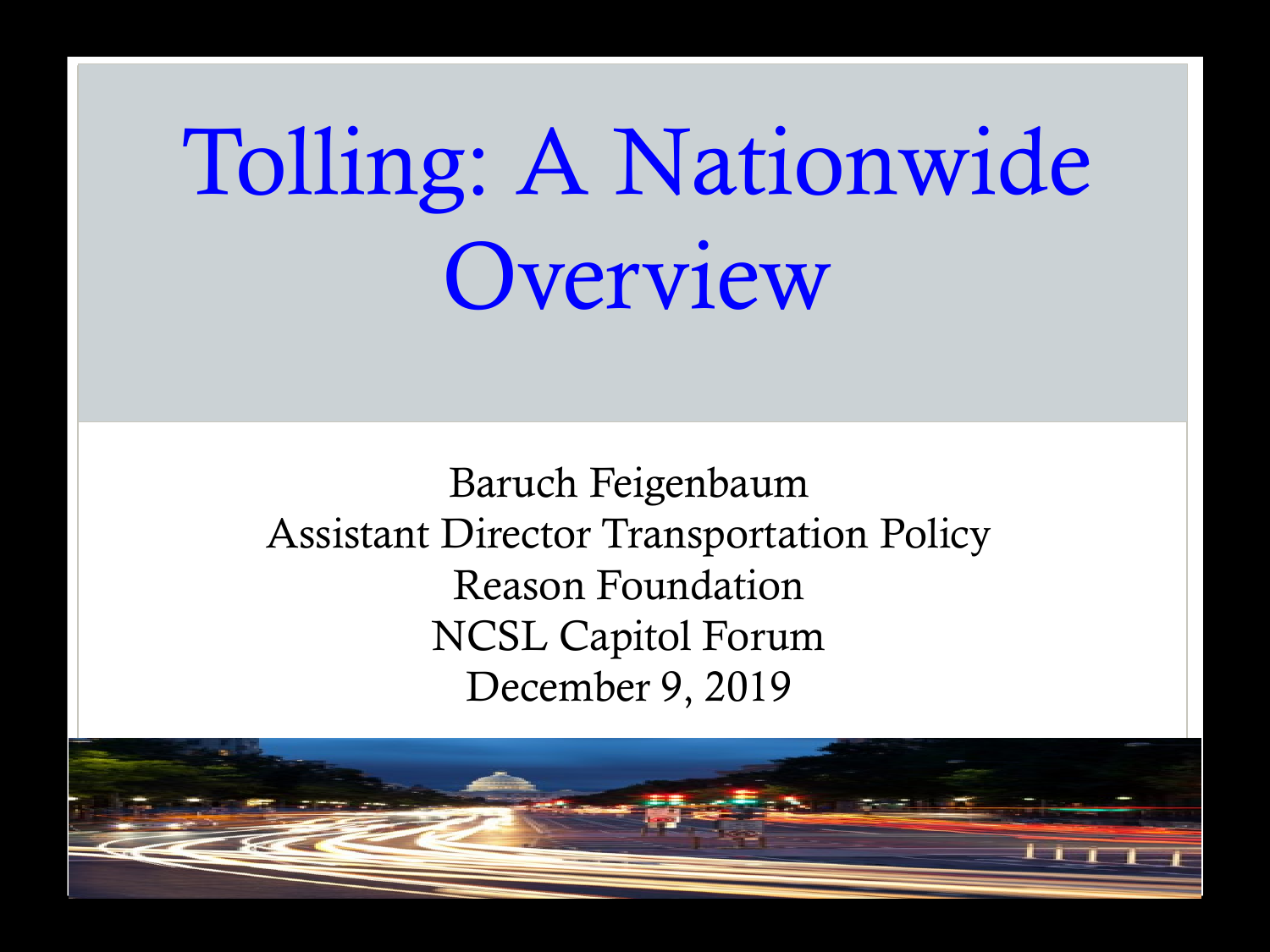# Tolling: A Nationwide Overview

Baruch Feigenbaum
Assistant Director Transportation Policy
Reason Foundation
NCSL Capitol Forum
December 9, 2019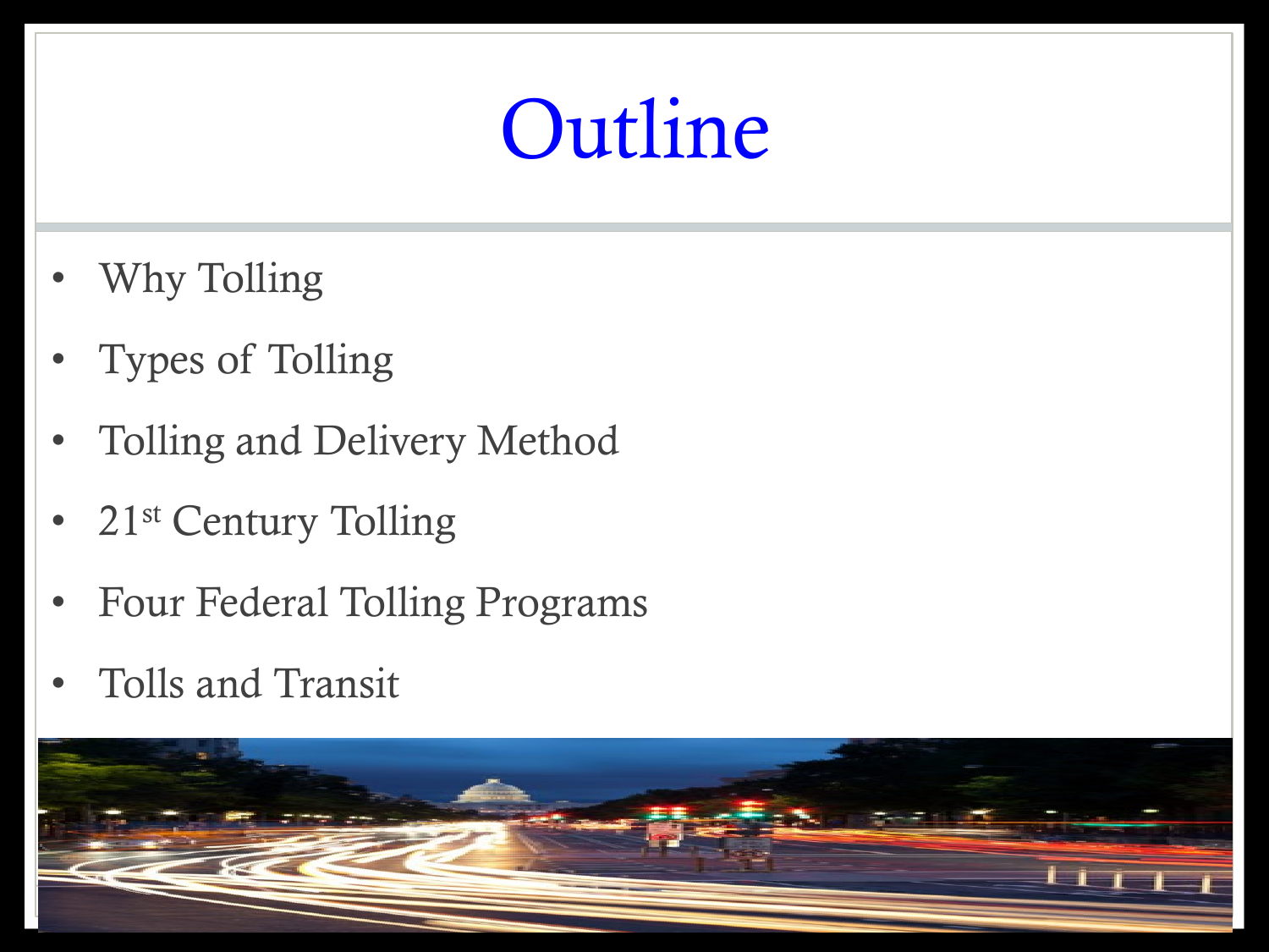# Outline

- Why Tolling
- Types of Tolling
- Tolling and Delivery Method
- 21st Century Tolling
- Four Federal Tolling Programs
- Tolls and Transit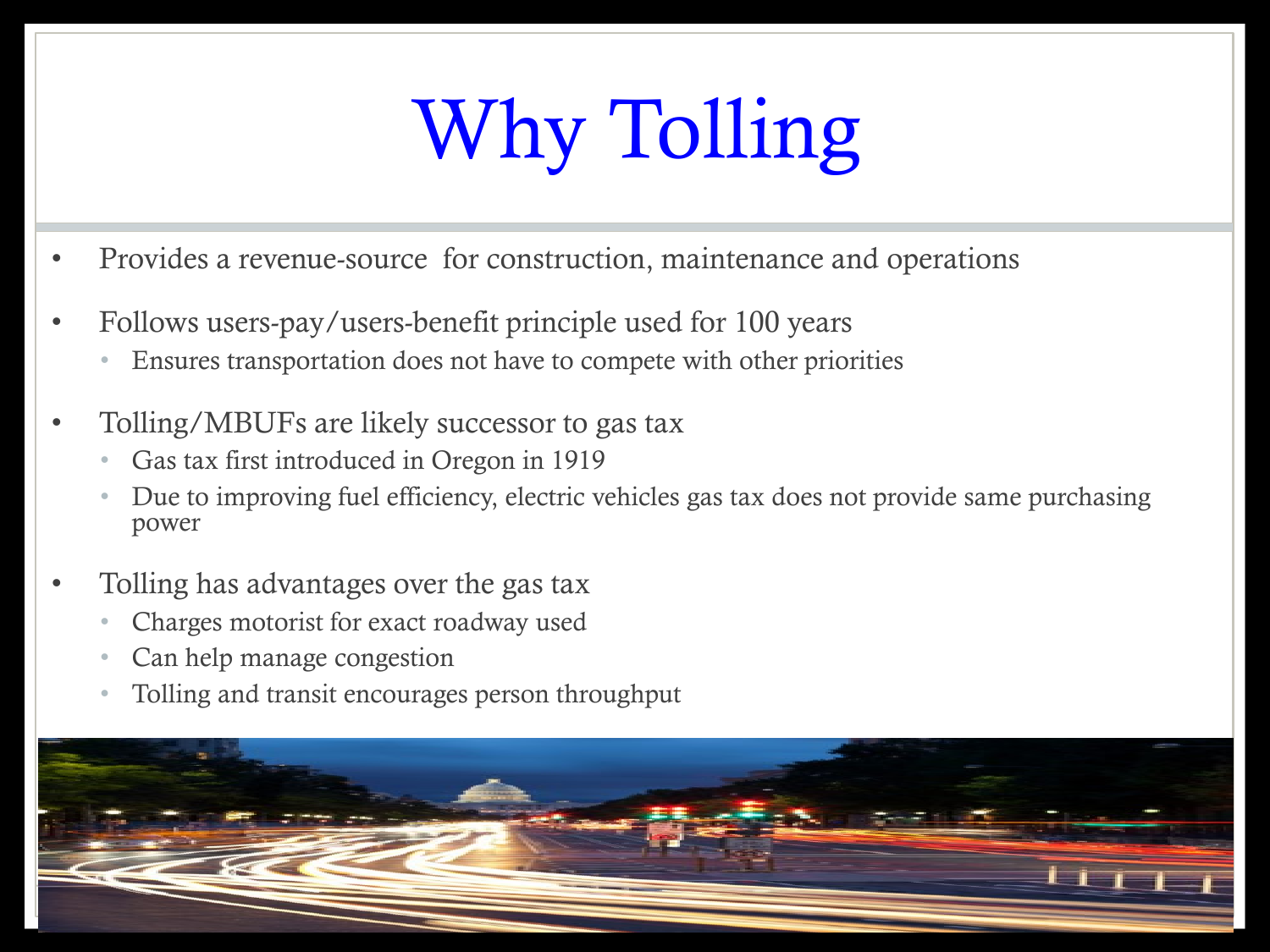# Why Tolling

- Provides a revenue-source for construction, maintenance and operations
- Follows users-pay/users-benefit principle used for 100 years
  - Ensures transportation does not have to compete with other priorities
- Tolling/MBUFs are likely successor to gas tax
  - Gas tax first introduced in Oregon in 1919
  - Due to improving fuel efficiency, electric vehicles gas tax does not provide same purchasing power
- Tolling has advantages over the gas tax
  - Charges motorist for exact roadway used
  - Can help manage congestion
  - Tolling and transit encourages person throughput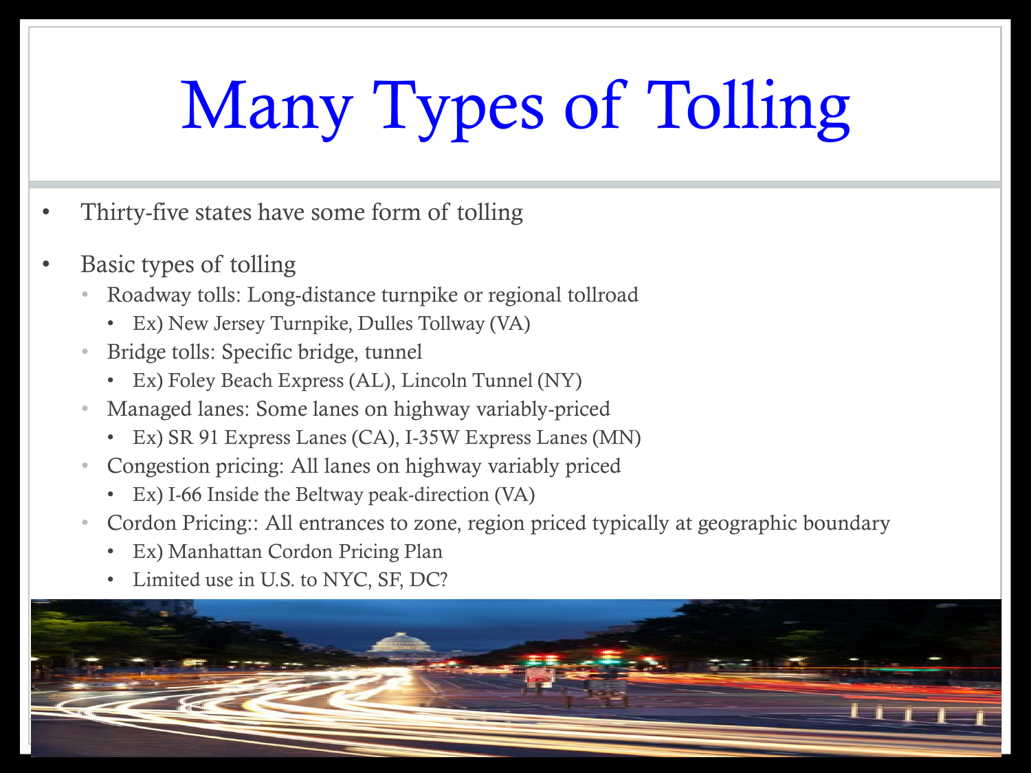# Many Types of Tolling

- Thirty-five states have some form of tolling
- Basic types of tolling
  - Roadway tolls: Long-distance turnpike or regional tollroad
    - Ex) New Jersey Turnpike, Dulles Tollway (VA)
  - Bridge tolls: Specific bridge, tunnel
    - Ex) Foley Beach Express (AL), Lincoln Tunnel (NY)
  - Managed lanes: Some lanes on highway variably-priced
    - Ex) SR 91 Express Lanes (CA), I-35W Express Lanes (MN)
  - Congestion pricing: All lanes on highway variably priced
    - Ex) I-66 Inside the Beltway peak-direction (VA)
  - Cordon Pricing:: All entrances to zone, region priced typically at geographic boundary
    - Ex) Manhattan Cordon Pricing Plan
    - Limited use in U.S. to NYC, SF, DC?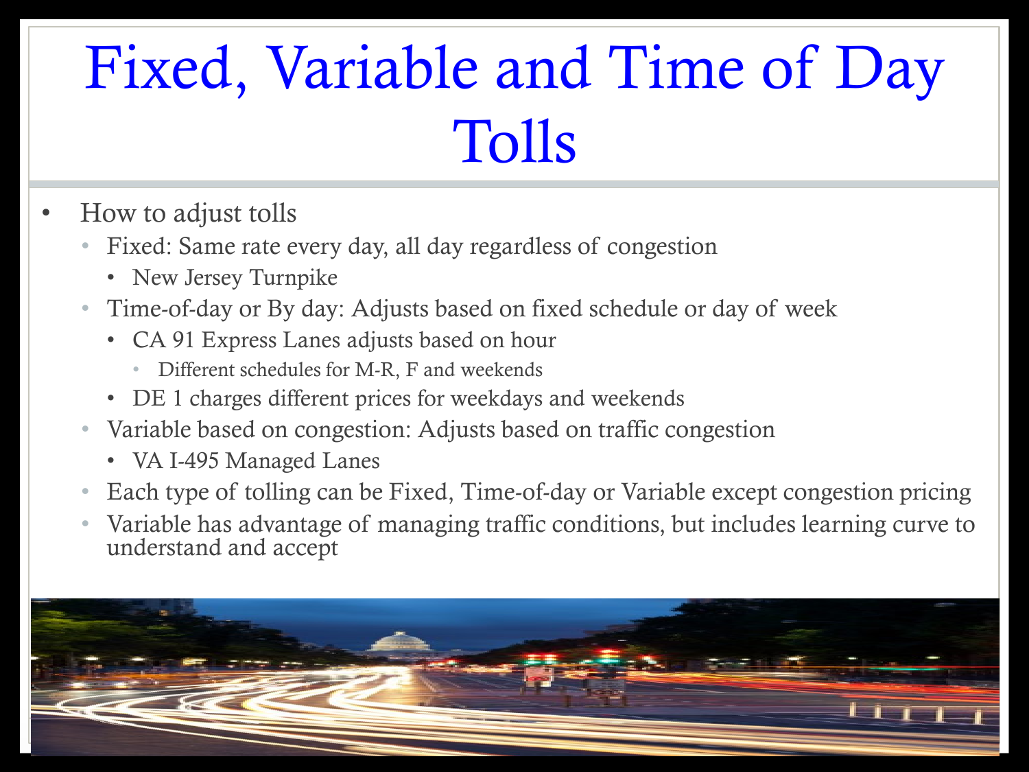# Fixed, Variable and Time of Day Tolls

- How to adjust tolls
  - Fixed: Same rate every day, all day regardless of congestion
    - New Jersey Turnpike
  - Time-of-day or By day: Adjusts based on fixed schedule or day of week
    - CA 91 Express Lanes adjusts based on hour
      - Different schedules for M-R, F and weekends
    - DE 1 charges different prices for weekdays and weekends
  - Variable based on congestion: Adjusts based on traffic congestion
    - VA I-495 Managed Lanes
  - Each type of tolling can be Fixed, Time-of-day or Variable except congestion pricing
  - Variable has advantage of managing traffic conditions, but includes learning curve to understand and accept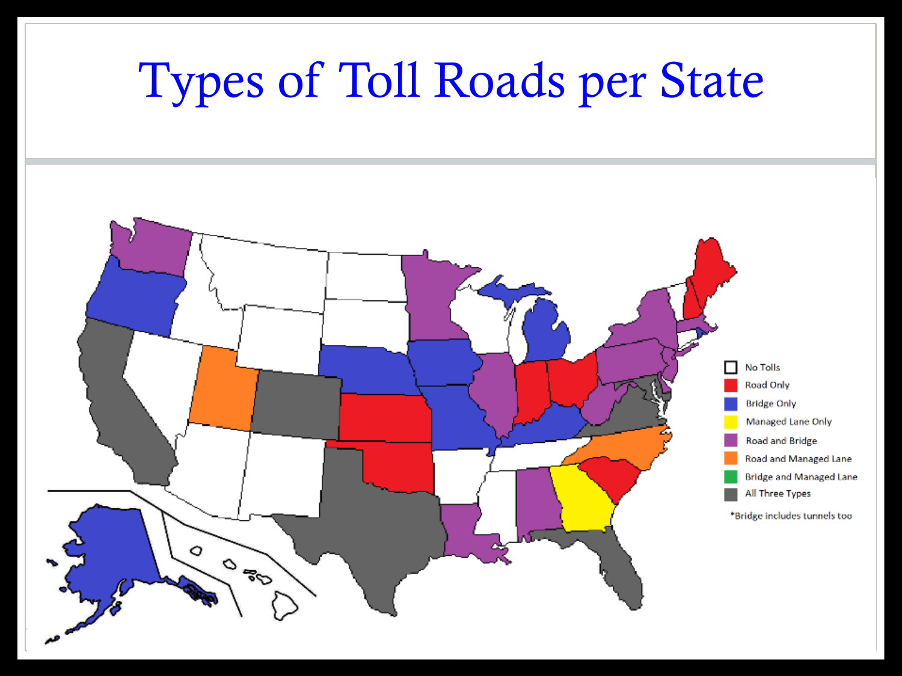# Types of Toll Roads per State

- No Tolls
- Road Only
- Bridge Only
- Managed Lane Only
- Road and Bridge
- Road and Managed Lane
- Bridge and Managed Lane
- All Three Types

*Bridge includes tunnels too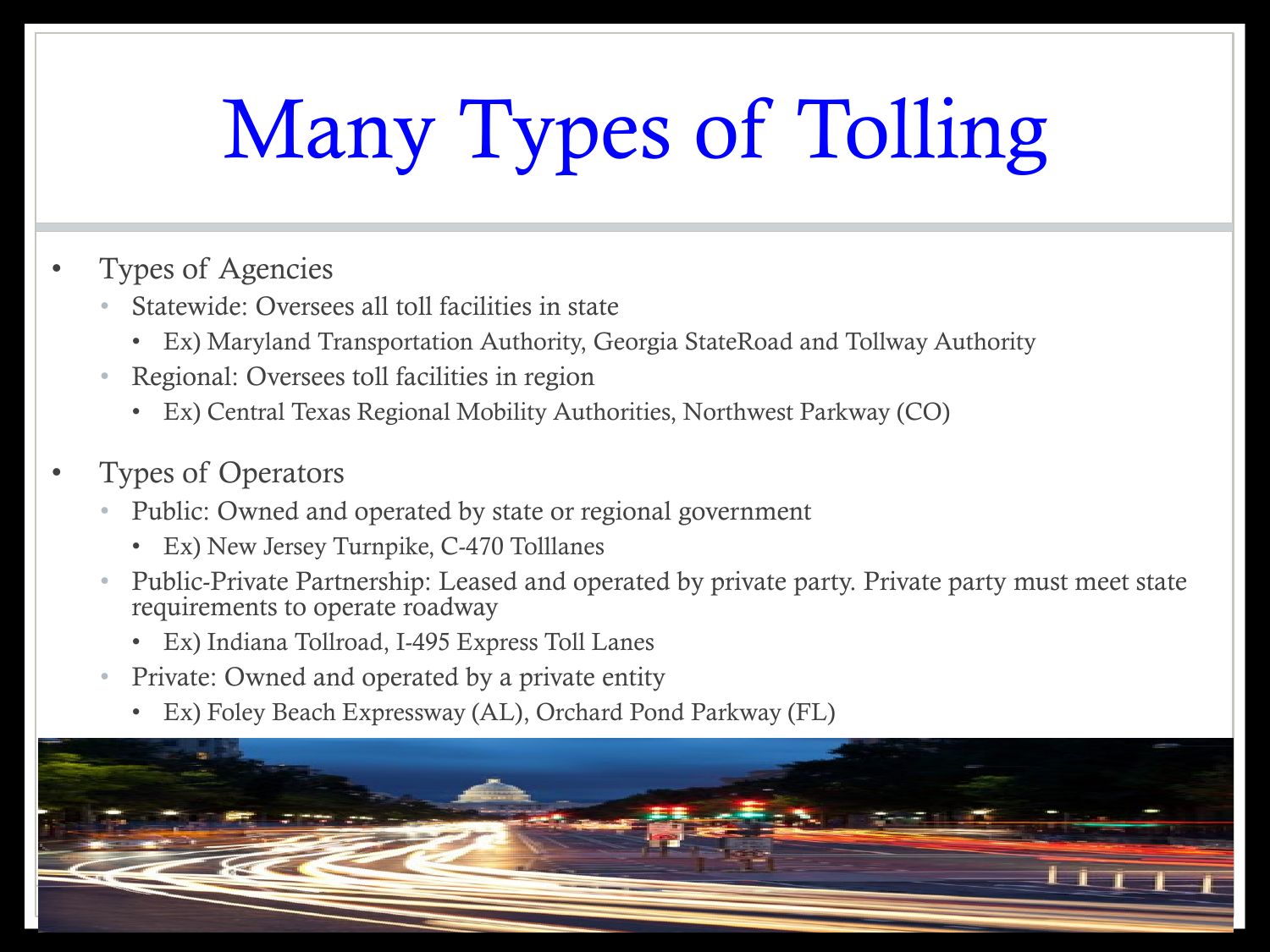# Many Types of Tolling

- Types of Agencies
  - Statewide: Oversees all toll facilities in state
    - Ex) Maryland Transportation Authority, Georgia StateRoad and Tollway Authority
  - Regional: Oversees toll facilities in region
    - Ex) Central Texas Regional Mobility Authorities, Northwest Parkway (CO)
- Types of Operators
  - Public: Owned and operated by state or regional government
    - Ex) New Jersey Turnpike, C-470 Tolllanes
  - Public-Private Partnership: Leased and operated by private party. Private party must meet state requirements to operate roadway
    - Ex) Indiana Tollroad, I-495 Express Toll Lanes
  - Private: Owned and operated by a private entity
    - Ex) Foley Beach Expressway (AL), Orchard Pond Parkway (FL)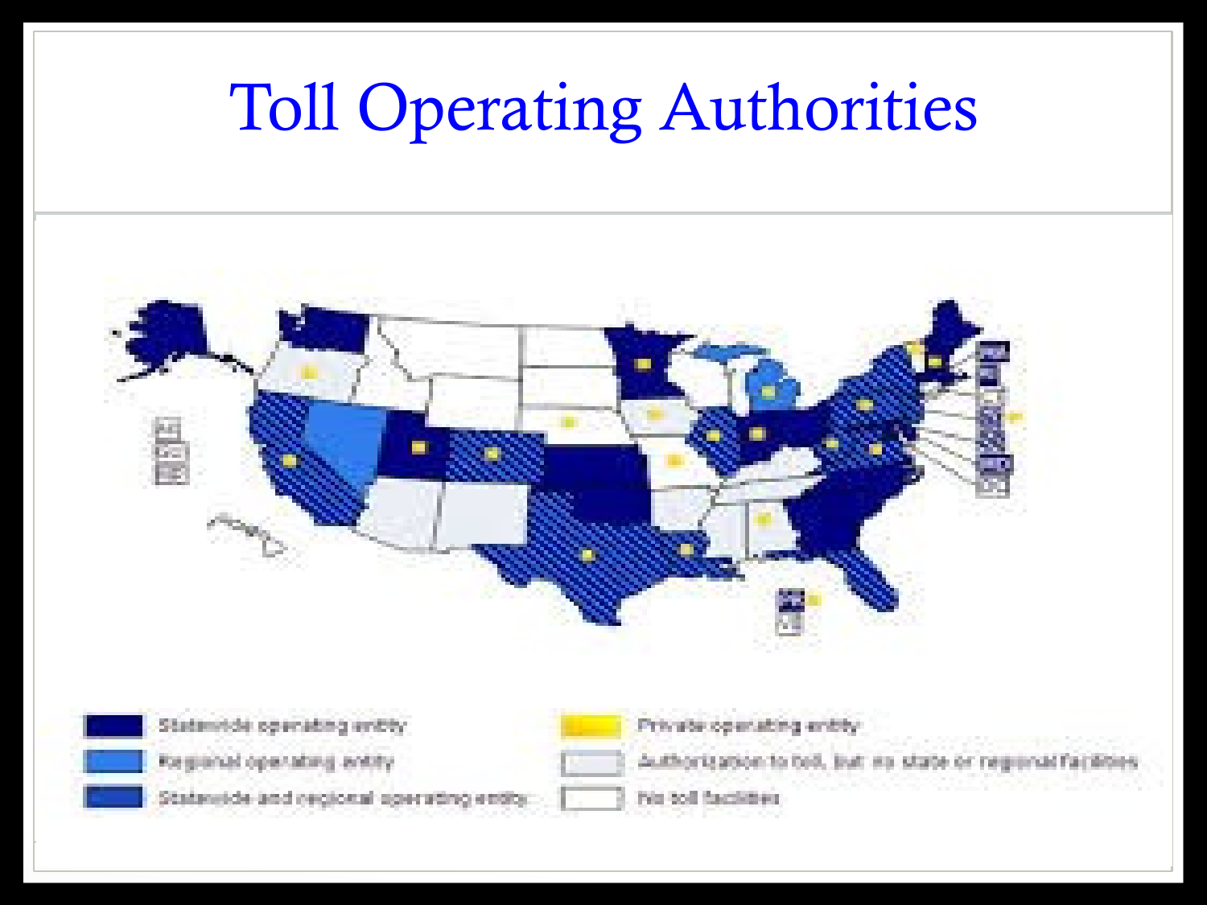# Toll Operating Authorities

- Statewide operating entity
- Regional operating entity
- Statewide and regional operating entity
- Private operating entity
- Authorization to toll, but no state or regional facilities
- No toll facilities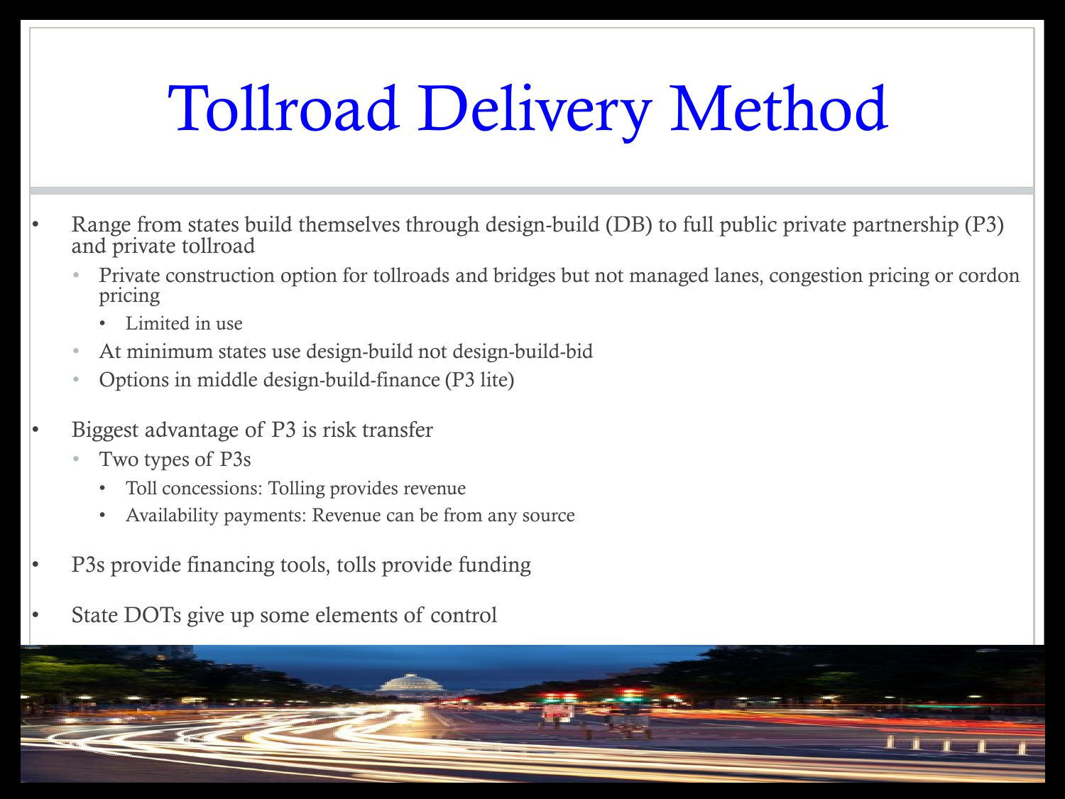# Tollroad Delivery Method

- Range from states build themselves through design-build (DB) to full public private partnership (P3) and private tollroad
  - Private construction option for tollroads and bridges but not managed lanes, congestion pricing or cordon pricing
    - Limited in use
  - At minimum states use design-build not design-build-bid
  - Options in middle design-build-finance (P3 lite)
- Biggest advantage of P3 is risk transfer
  - Two types of P3s
    - Toll concessions: Tolling provides revenue
    - Availability payments: Revenue can be from any source
- P3s provide financing tools, tolls provide funding
- State DOTs give up some elements of control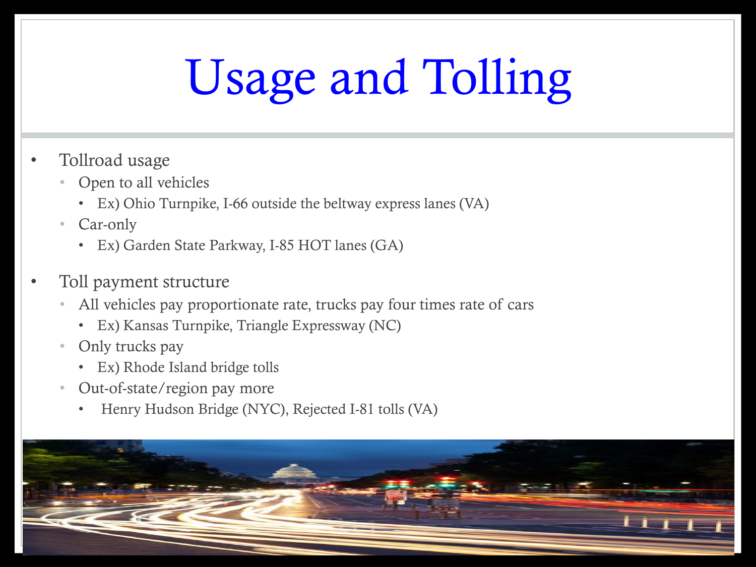# Usage and Tolling

- Tollroad usage
  - Open to all vehicles
    - Ex) Ohio Turnpike, I-66 outside the beltway express lanes (VA)
  - Car-only
    - Ex) Garden State Parkway, I-85 HOT lanes (GA)

- Toll payment structure
  - All vehicles pay proportionate rate, trucks pay four times rate of cars
    - Ex) Kansas Turnpike, Triangle Expressway (NC)
  - Only trucks pay
    - Ex) Rhode Island bridge tolls
  - Out-of-state/region pay more
    - Henry Hudson Bridge (NYC), Rejected I-81 tolls (VA)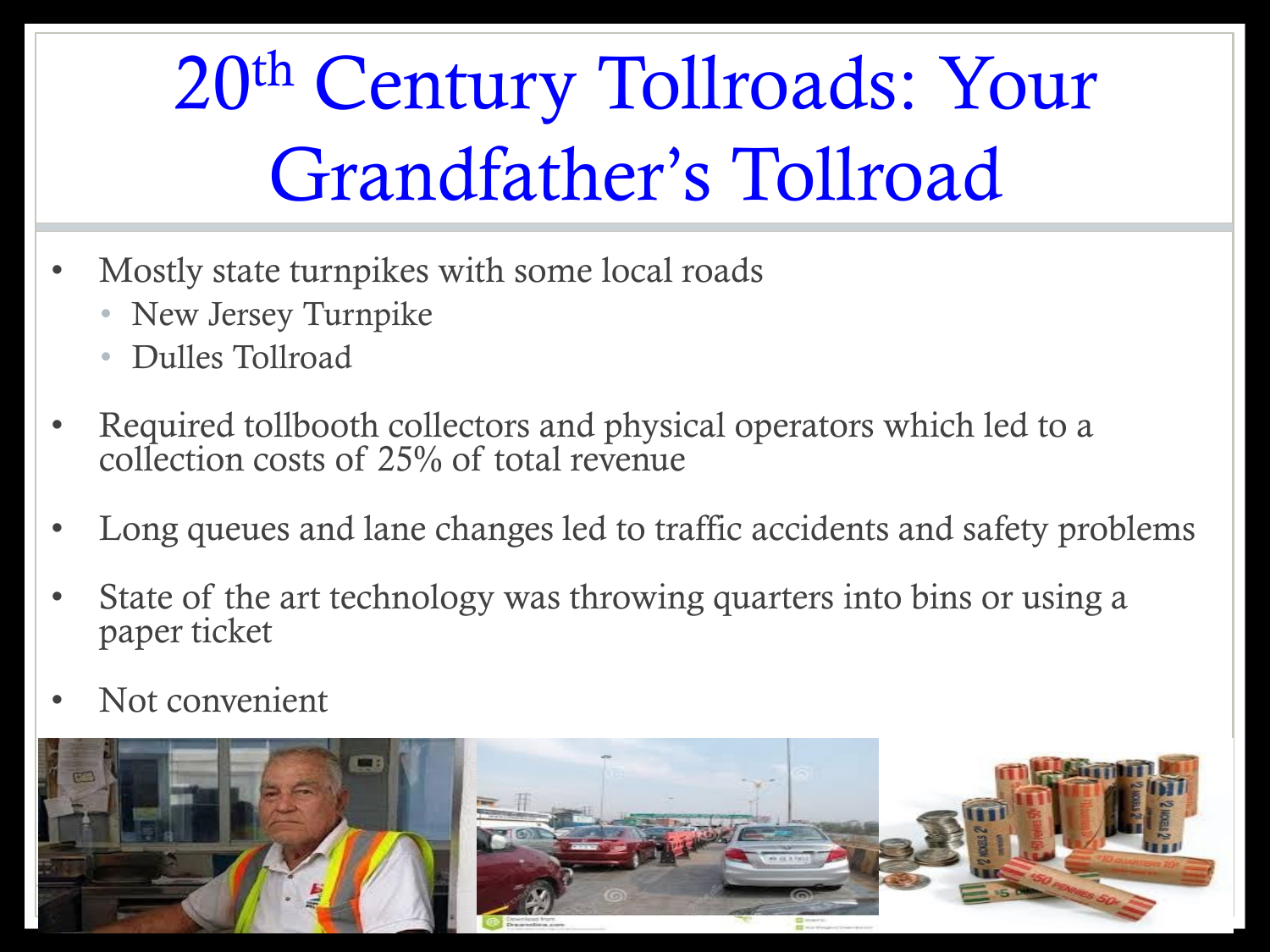# 20$^{th}$ Century Tollroads: Your Grandfather's Tollroad

- Mostly state turnpikes with some local roads
  - New Jersey Turnpike
  - Dulles Tollroad
- Required tollbooth collectors and physical operators which led to a collection costs of 25% of total revenue
- Long queues and lane changes led to traffic accidents and safety problems
- State of the art technology was throwing quarters into bins or using a paper ticket
- Not convenient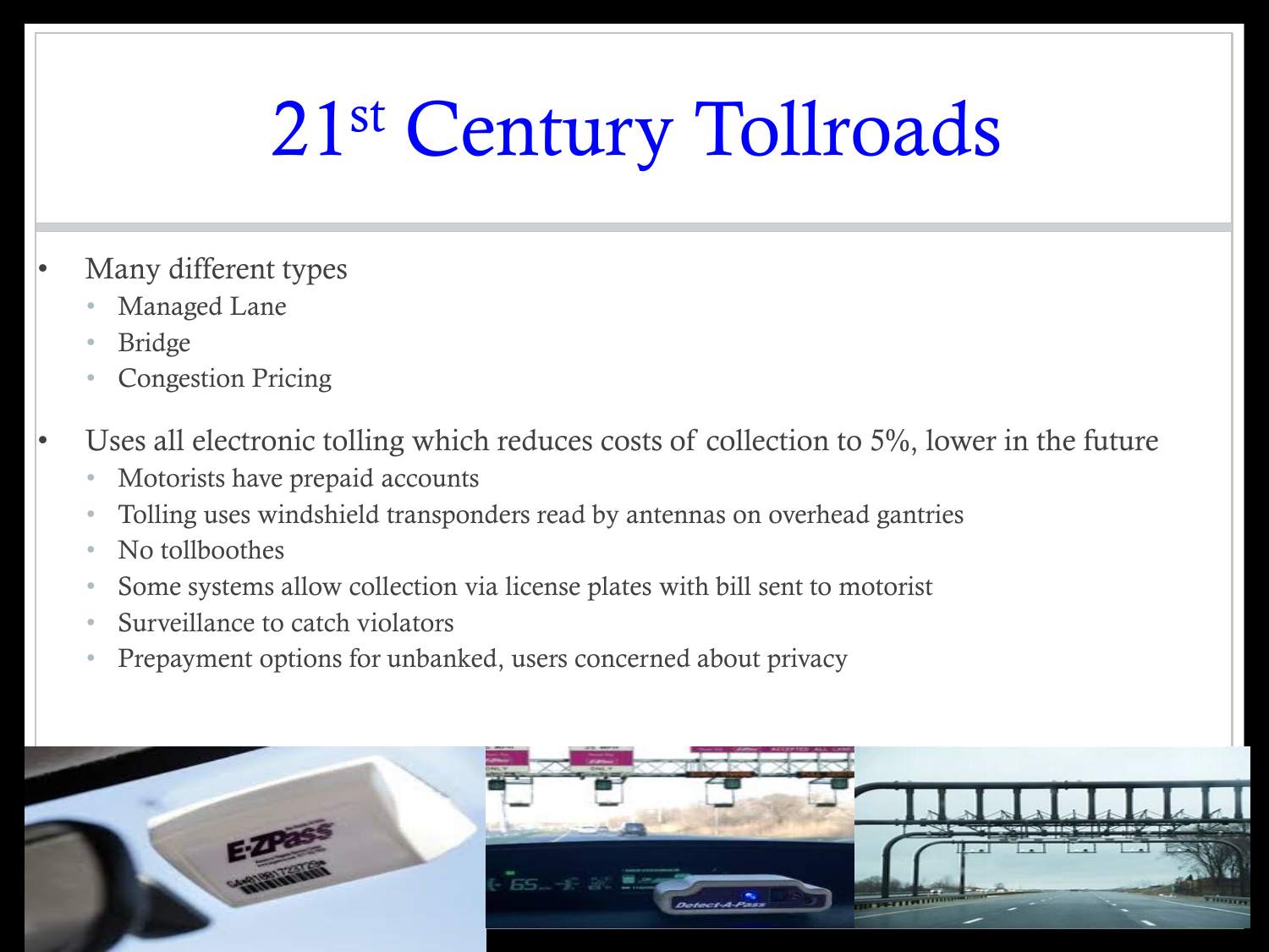# 21st Century Tollroads

- Many different types
  - Managed Lane
  - Bridge
  - Congestion Pricing
- Uses all electronic tolling which reduces costs of collection to 5%, lower in the future
  - Motorists have prepaid accounts
  - Tolling uses windshield transponders read by antennas on overhead gantries
  - No tollboothes
  - Some systems allow collection via license plates with bill sent to motorist
  - Surveillance to catch violators
  - Prepayment options for unbanked, users concerned about privacy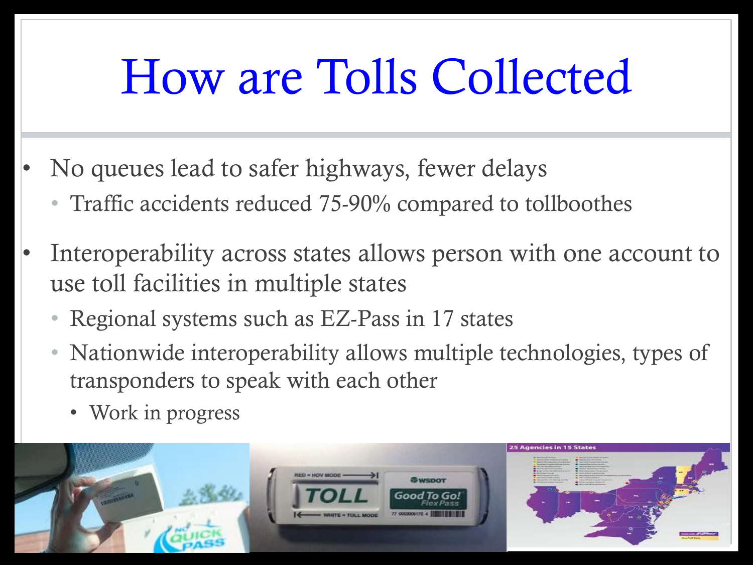# How are Tolls Collected

- No queues lead to safer highways, fewer delays
  - Traffic accidents reduced 75-90% compared to tollboothes
- Interoperability across states allows person with one account to use toll facilities in multiple states
  - Regional systems such as EZ-Pass in 17 states
  - Nationwide interoperability allows multiple technologies, types of transponders to speak with each other
    - Work in progress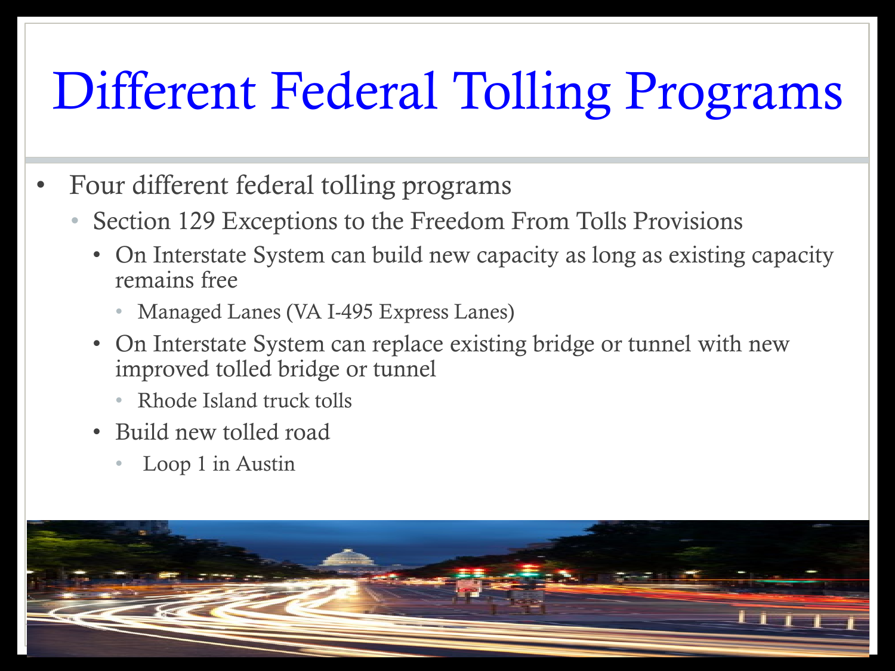# Different Federal Tolling Programs

- Four different federal tolling programs
  - Section 129 Exceptions to the Freedom From Tolls Provisions
    - On Interstate System can build new capacity as long as existing capacity remains free
      - Managed Lanes (VA I-495 Express Lanes)
    - On Interstate System can replace existing bridge or tunnel with new improved tolled bridge or tunnel
      - Rhode Island truck tolls
    - Build new tolled road
      - Loop 1 in Austin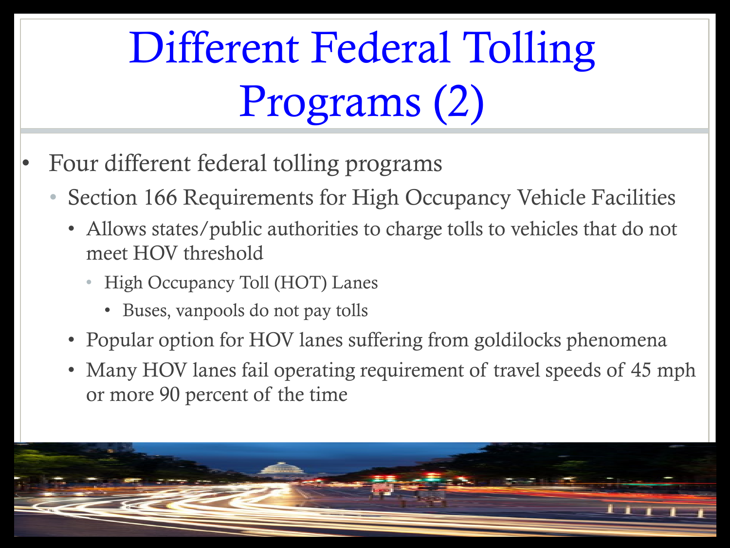# Different Federal Tolling Programs (2)

- Four different federal tolling programs
  - Section 166 Requirements for High Occupancy Vehicle Facilities
    - Allows states/public authorities to charge tolls to vehicles that do not meet HOV threshold
      - High Occupancy Toll (HOT) Lanes
        - Buses, vanpools do not pay tolls
    - Popular option for HOV lanes suffering from goldilocks phenomena
    - Many HOV lanes fail operating requirement of travel speeds of 45 mph or more 90 percent of the time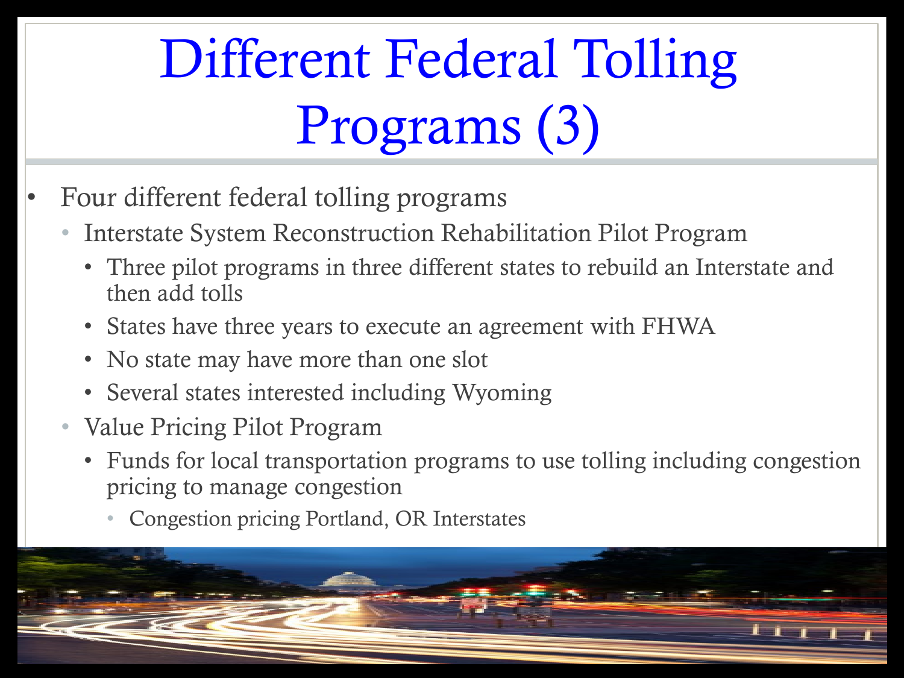# Different Federal Tolling Programs (3)

- Four different federal tolling programs
  - Interstate System Reconstruction Rehabilitation Pilot Program
    - Three pilot programs in three different states to rebuild an Interstate and then add tolls
    - States have three years to execute an agreement with FHWA
    - No state may have more than one slot
    - Several states interested including Wyoming
  - Value Pricing Pilot Program
    - Funds for local transportation programs to use tolling including congestion pricing to manage congestion
      - Congestion pricing Portland, OR Interstates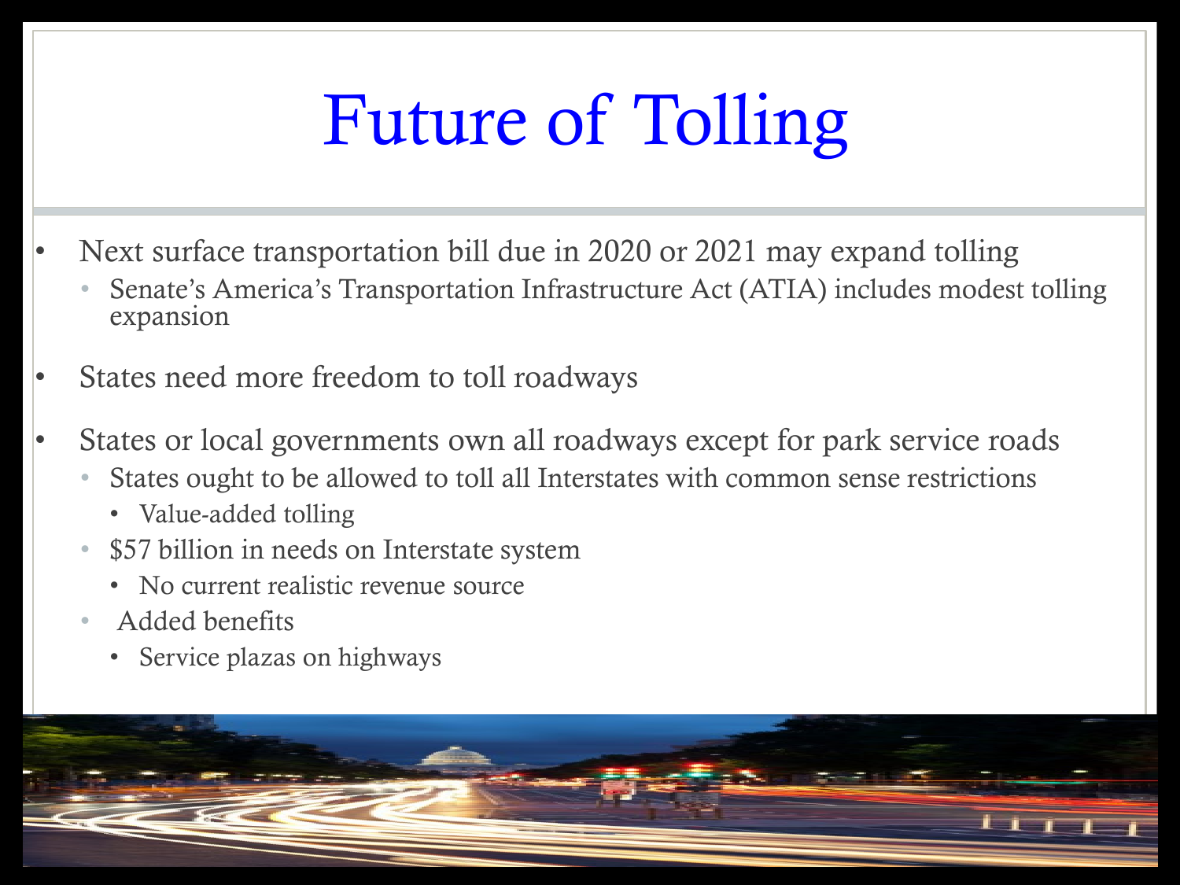# Future of Tolling

- Next surface transportation bill due in 2020 or 2021 may expand tolling
  - Senate's America's Transportation Infrastructure Act (ATIA) includes modest tolling expansion
- States need more freedom to toll roadways
- States or local governments own all roadways except for park service roads
  - States ought to be allowed to toll all Interstates with common sense restrictions
    - Value-added tolling
  - $57 billion in needs on Interstate system
    - No current realistic revenue source
  - Added benefits
    - Service plazas on highways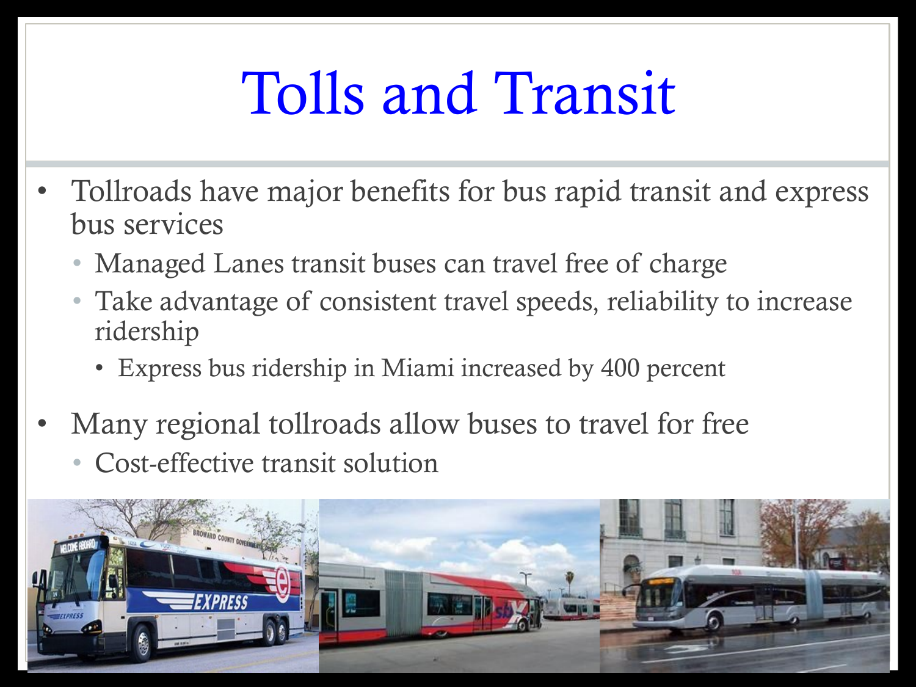# Tolls and Transit

- Tollroads have major benefits for bus rapid transit and express bus services
  - Managed Lanes transit buses can travel free of charge
  - Take advantage of consistent travel speeds, reliability to increase ridership
    - Express bus ridership in Miami increased by 400 percent
- Many regional tollroads allow buses to travel for free
  - Cost-effective transit solution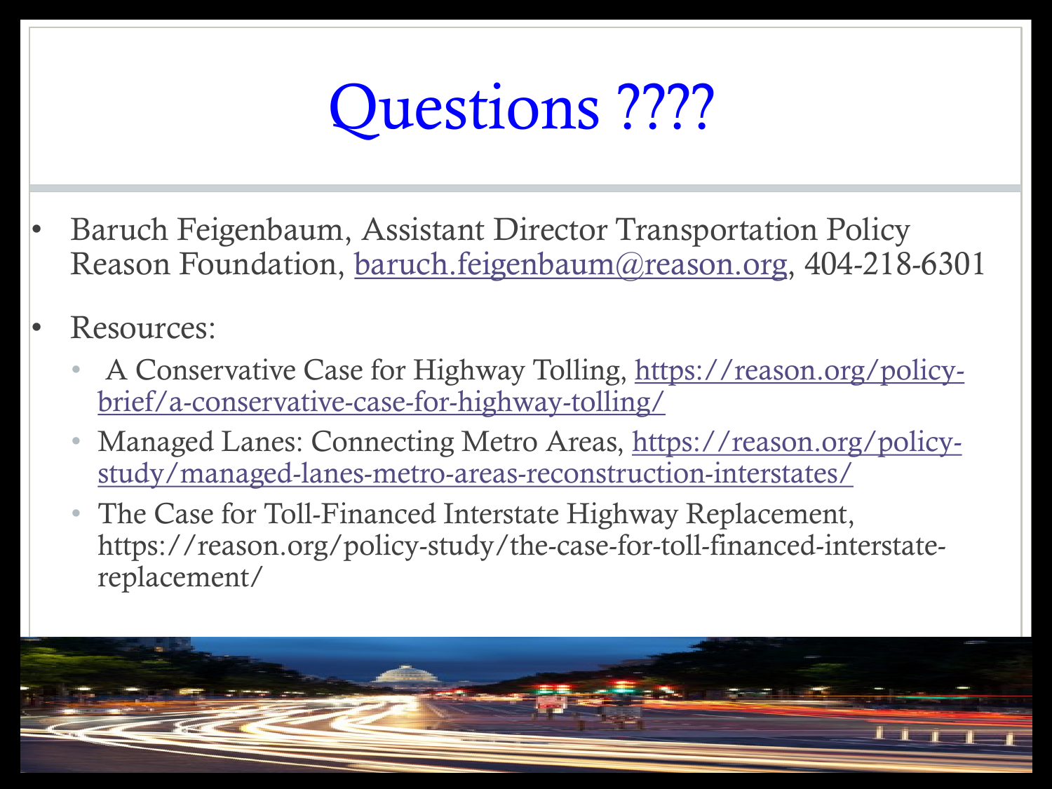# Questions ????

- Baruch Feigenbaum, Assistant Director Transportation Policy Reason Foundation, baruch.feigenbaum@reason.org, 404-218-6301
- Resources:
  - A Conservative Case for Highway Tolling, https://reason.org/policy-brief/a-conservative-case-for-highway-tolling/
  - Managed Lanes: Connecting Metro Areas, https://reason.org/policy-study/managed-lanes-metro-areas-reconstruction-interstates/
  - The Case for Toll-Financed Interstate Highway Replacement, https://reason.org/policy-study/the-case-for-toll-financed-interstate-replacement/